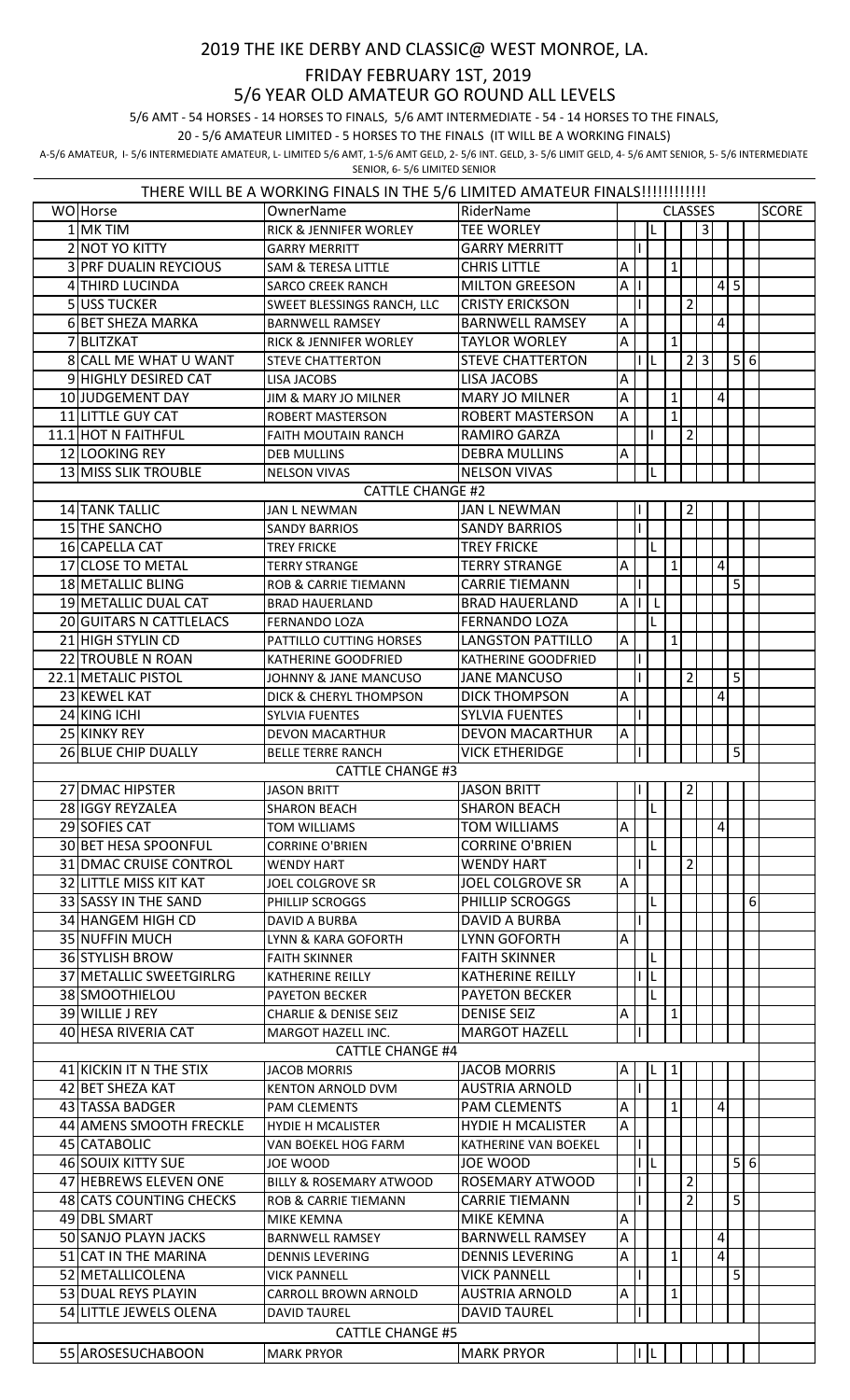# 2019 THE IKE DERBY AND CLASSIC@ WEST MONROE, LA.

## FRIDAY FEBRUARY 1ST, 2019

## 5/6 YEAR OLD AMATEUR GO ROUND ALL LEVELS

5/6 AMT - 54 HORSES - 14 HORSES TO FINALS, 5/6 AMT INTERMEDIATE - 54 - 14 HORSES TO THE FINALS,

20 - 5/6 AMATEUR LIMITED - 5 HORSES TO THE FINALS (IT WILL BE A WORKING FINALS)

A-5/6 AMATEUR, I- 5/6 INTERMEDIATE AMATEUR, L- LIMITED 5/6 AMT, 1-5/6 AMT GELD, 2- 5/6 INT. GELD, 3- 5/6 LIMIT GELD, 4- 5/6 AMT SENIOR, 5- 5/6 INTERMEDIATE SENIOR, 6- 5/6 LIMITED SENIOR

THERE WILL BE A WORKING FINALS IN THE 5/6 LIMITED AMATEUR FINALS!!!!!!!!!!!!

| WO | Horse | OwnerName | RiderName | CLASSES | | | | | | | | | SCORE |
|---|---|---|---|---|---|---|---|---|---|---|---|---|---|
| | | | | A | I | L | 1 | 2 | 3 | 4 | 5 | 6 | |
| 1 | MK TIM | RICK & JENNIFER WORLEY | TEE WORLEY | | | L | | | 3 | | | | |
| 2 | NOT YO KITTY | GARRY MERRITT | GARRY MERRITT | | I | | | | | | | | |
| 3 | PRF DUALIN REYCIOUS | SAM & TERESA LITTLE | CHRIS LITTLE | A | | | 1 | | | | | | |
| 4 | THIRD LUCINDA | SARCO CREEK RANCH | MILTON GREESON | A | I | | | | | 4 | 5 | | |
| 5 | USS TUCKER | SWEET BLESSINGS RANCH, LLC | CRISTY ERICKSON | | I | | | 2 | | | | | |
| 6 | BET SHEZA MARKA | BARNWELL RAMSEY | BARNWELL RAMSEY | A | | | | | | 4 | | | |
| 7 | BLITZKAT | RICK & JENNIFER WORLEY | TAYLOR WORLEY | A | | | 1 | | | | | | |
| 8 | CALL ME WHAT U WANT | STEVE CHATTERTON | STEVE CHATTERTON | | I | L | | 2 | 3 | | 5 | 6 | |
| 9 | HIGHLY DESIRED CAT | LISA JACOBS | LISA JACOBS | A | | | | | | | | | |
| 10 | JUDGEMENT DAY | JIM & MARY JO MILNER | MARY JO MILNER | A | | | 1 | | | 4 | | | |
| 11 | LITTLE GUY CAT | ROBERT MASTERSON | ROBERT MASTERSON | A | | | 1 | | | | | | |
| 11.1 | HOT N FAITHFUL | FAITH MOUTAIN RANCH | RAMIRO GARZA | | | I | | 2 | | | | | |
| 12 | LOOKING REY | DEB MULLINS | DEBRA MULLINS | A | | | | | | | | | |
| 13 | MISS SLIK TROUBLE | NELSON VIVAS | NELSON VIVAS | | | L | | | | | | | |
| | | CATTLE CHANGE #2 | | | | | | | | | | | |
| 14 | TANK TALLIC | JAN L NEWMAN | JAN L NEWMAN | | I | | | 2 | | | | | |
| 15 | THE SANCHO | SANDY BARRIOS | SANDY BARRIOS | | I | | | | | | | | |
| 16 | CAPELLA CAT | TREY FRICKE | TREY FRICKE | | | L | | | | | | | |
| 17 | CLOSE TO METAL | TERRY STRANGE | TERRY STRANGE | A | | | 1 | | | 4 | | | |
| 18 | METALLIC BLING | ROB & CARRIE TIEMANN | CARRIE TIEMANN | | I | | | | | | 5 | | |
| 19 | METALLIC DUAL CAT | BRAD HAUERLAND | BRAD HAUERLAND | A | I | L | | | | | | | |
| 20 | GUITARS N CATTLELACS | FERNANDO LOZA | FERNANDO LOZA | | | L | | | | | | | |
| 21 | HIGH STYLIN CD | PATTILLO CUTTING HORSES | LANGSTON PATTILLO | A | | | 1 | | | | | | |
| 22 | TROUBLE N ROAN | KATHERINE GOODFRIED | KATHERINE GOODFRIED | | I | | | | | | | | |
| 22.1 | METALIC PISTOL | JOHNNY & JANE MANCUSO | JANE MANCUSO | | I | | | 2 | | | 5 | | |
| 23 | KEWEL KAT | DICK & CHERYL THOMPSON | DICK THOMPSON | A | | | | | | 4 | | | |
| 24 | KING ICHI | SYLVIA FUENTES | SYLVIA FUENTES | | I | | | | | | | | |
| 25 | KINKY REY | DEVON MACARTHUR | DEVON MACARTHUR | A | | | | | | | | | |
| 26 | BLUE CHIP DUALLY | BELLE TERRE RANCH | VICK ETHERIDGE | | I | | | | | | 5 | | |
| | | CATTLE CHANGE #3 | | | | | | | | | | | |
| 27 | DMAC HIPSTER | JASON BRITT | JASON BRITT | | I | | | 2 | | | | | |
| 28 | IGGY REYZALEA | SHARON BEACH | SHARON BEACH | | | L | | | | | | | |
| 29 | SOFIES CAT | TOM WILLIAMS | TOM WILLIAMS | A | | | | | | 4 | | | |
| 30 | BET HESA SPOONFUL | CORRINE O'BRIEN | CORRINE O'BRIEN | | | L | | | | | | | |
| 31 | DMAC CRUISE CONTROL | WENDY HART | WENDY HART | | I | | | 2 | | | | | |
| 32 | LITTLE MISS KIT KAT | JOEL COLGROVE SR | JOEL COLGROVE SR | A | | | | | | | | | |
| 33 | SASSY IN THE SAND | PHILLIP SCROGGS | PHILLIP SCROGGS | | | L | | | | | | 6 | |
| 34 | HANGEM HIGH CD | DAVID A BURBA | DAVID A BURBA | | I | | | | | | | | |
| 35 | NUFFIN MUCH | LYNN & KARA GOFORTH | LYNN GOFORTH | A | | | | | | | | | |
| 36 | STYLISH BROW | FAITH SKINNER | FAITH SKINNER | | | L | | | | | | | |
| 37 | METALLIC SWEETGIRLRG | KATHERINE REILLY | KATHERINE REILLY | | I | L | | | | | | | |
| 38 | SMOOTHIELOU | PAYETON BECKER | PAYETON BECKER | | | L | | | | | | | |
| 39 | WILLIE J REY | CHARLIE & DENISE SEIZ | DENISE SEIZ | A | | | 1 | | | | | | |
| 40 | HESA RIVERIA CAT | MARGOT HAZELL INC. | MARGOT HAZELL | | I | | | | | | | | |
| | | CATTLE CHANGE #4 | | | | | | | | | | | |
| 41 | KICKIN IT N THE STIX | JACOB MORRIS | JACOB MORRIS | A | | L | 1 | | | | | | |
| 42 | BET SHEZA KAT | KENTON ARNOLD DVM | AUSTRIA ARNOLD | | I | | | | | | | | |
| 43 | TASSA BADGER | PAM CLEMENTS | PAM CLEMENTS | A | | | 1 | | | 4 | | | |
| 44 | AMENS SMOOTH FRECKLE | HYDIE H MCALISTER | HYDIE H MCALISTER | A | | | | | | | | | |
| 45 | CATABOLIC | VAN BOEKEL HOG FARM | KATHERINE VAN BOEKEL | | I | | | | | | | | |
| 46 | SOUIX KITTY SUE | JOE WOOD | JOE WOOD | | I | L | | | | | 5 | 6 | |
| 47 | HEBREWS ELEVEN ONE | BILLY & ROSEMARY ATWOOD | ROSEMARY ATWOOD | | I | | | 2 | | | | | |
| 48 | CATS COUNTING CHECKS | ROB & CARRIE TIEMANN | CARRIE TIEMANN | | I | | | 2 | | | 5 | | |
| 49 | DBL SMART | MIKE KEMNA | MIKE KEMNA | A | | | | | | | | | |
| 50 | SANJO PLAYN JACKS | BARNWELL RAMSEY | BARNWELL RAMSEY | A | | | | | | 4 | | | |
| 51 | CAT IN THE MARINA | DENNIS LEVERING | DENNIS LEVERING | A | | | 1 | | | 4 | | | |
| 52 | METALLICOLENA | VICK PANNELL | VICK PANNELL | | I | | | | | | 5 | | |
| 53 | DUAL REYS PLAYIN | CARROLL BROWN ARNOLD | AUSTRIA ARNOLD | A | | | 1 | | | | | | |
| 54 | LITTLE JEWELS OLENA | DAVID TAUREL | DAVID TAUREL | | I | | | | | | | | |
| | | CATTLE CHANGE #5 | | | | | | | | | | | |
| 55 | AROSESUCHABOON | MARK PRYOR | MARK PRYOR | | I | L | | | | | | | |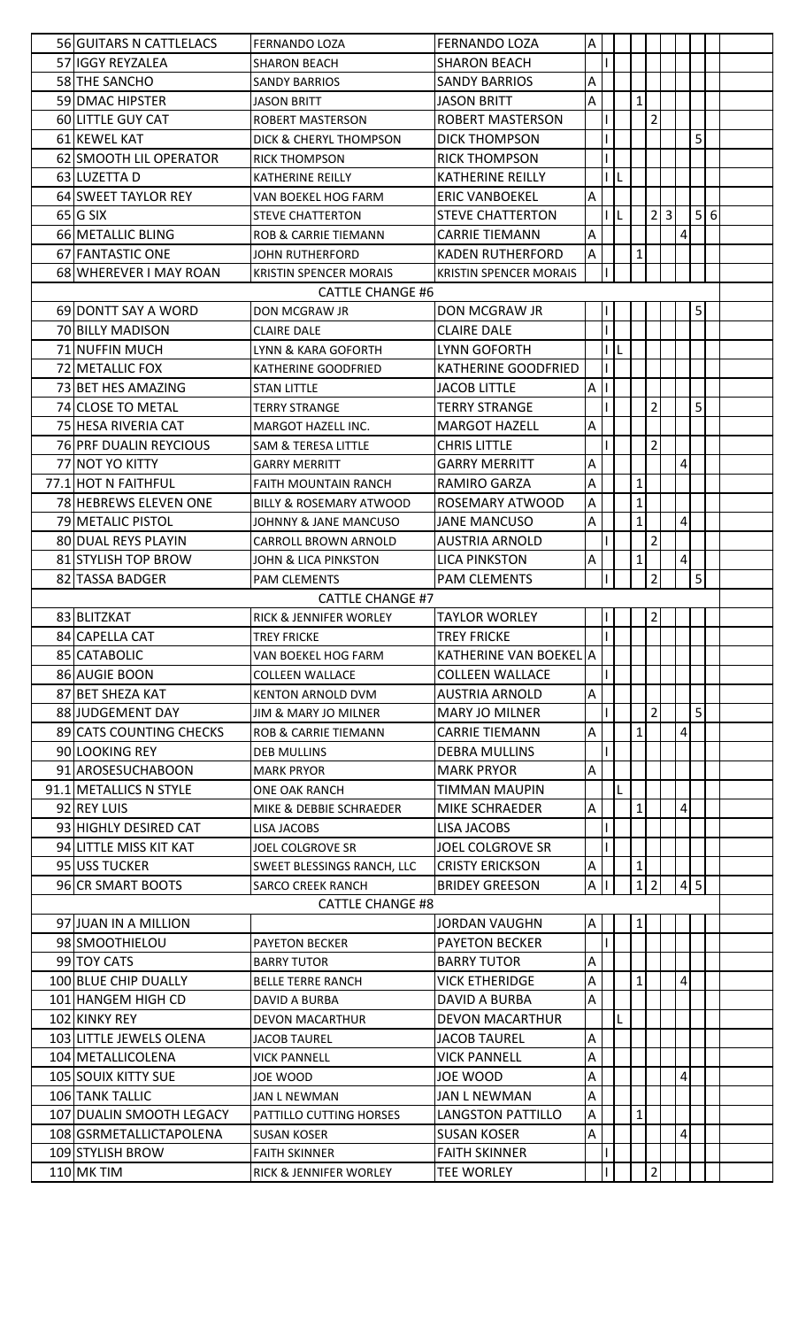| | | | | | | | | | | | | |
|---|---|---|---|---|---|---|---|---|---|---|---|---|
| 56 | GUITARS N CATTLELACS | FERNANDO LOZA | FERNANDO LOZA | A | | | | | | | | |
| 57 | IGGY REYZALEA | SHARON BEACH | SHARON BEACH | | I | | | | | | | |
| 58 | THE SANCHO | SANDY BARRIOS | SANDY BARRIOS | A | | | | | | | | |
| 59 | DMAC HIPSTER | JASON BRITT | JASON BRITT | A | | | 1 | | | | | |
| 60 | LITTLE GUY CAT | ROBERT MASTERSON | ROBERT MASTERSON | | I | | | 2 | | | | |
| 61 | KEWEL KAT | DICK & CHERYL THOMPSON | DICK THOMPSON | | I | | | | | | 5 | |
| 62 | SMOOTH LIL OPERATOR | RICK THOMPSON | RICK THOMPSON | | I | | | | | | | |
| 63 | LUZETTA D | KATHERINE REILLY | KATHERINE REILLY | | I | L | | | | | | |
| 64 | SWEET TAYLOR REY | VAN BOEKEL HOG FARM | ERIC VANBOEKEL | A | | | | | | | | |
| 65 | G SIX | STEVE CHATTERTON | STEVE CHATTERTON | | I | L | | 2 | 3 | | 5 | 6 |
| 66 | METALLIC BLING | ROB & CARRIE TIEMANN | CARRIE TIEMANN | A | | | | | | 4 | | |
| 67 | FANTASTIC ONE | JOHN RUTHERFORD | KADEN RUTHERFORD | A | | | 1 | | | | | |
| 68 | WHEREVER I MAY ROAN | KRISTIN SPENCER MORAIS | KRISTIN SPENCER MORAIS | | I | | | | | | | |
| | | CATTLE CHANGE #6 | | | | | | | | | | |
| 69 | DONTT SAY A WORD | DON MCGRAW JR | DON MCGRAW JR | | I | | | | | | 5 | |
| 70 | BILLY MADISON | CLAIRE DALE | CLAIRE DALE | | I | | | | | | | |
| 71 | NUFFIN MUCH | LYNN & KARA GOFORTH | LYNN GOFORTH | | I | L | | | | | | |
| 72 | METALLIC FOX | KATHERINE GOODFRIED | KATHERINE GOODFRIED | | I | | | | | | | |
| 73 | BET HES AMAZING | STAN LITTLE | JACOB LITTLE | A | I | | | | | | | |
| 74 | CLOSE TO METAL | TERRY STRANGE | TERRY STRANGE | | I | | | 2 | | | 5 | |
| 75 | HESA RIVERIA CAT | MARGOT HAZELL INC. | MARGOT HAZELL | A | | | | | | | | |
| 76 | PRF DUALIN REYCIOUS | SAM & TERESA LITTLE | CHRIS LITTLE | | I | | | 2 | | | | |
| 77 | NOT YO KITTY | GARRY MERRITT | GARRY MERRITT | A | | | | | | 4 | | |
| 77.1 | HOT N FAITHFUL | FAITH MOUNTAIN RANCH | RAMIRO GARZA | A | | | 1 | | | | | |
| 78 | HEBREWS ELEVEN ONE | BILLY & ROSEMARY ATWOOD | ROSEMARY ATWOOD | A | | | 1 | | | | | |
| 79 | METALIC PISTOL | JOHNNY & JANE MANCUSO | JANE MANCUSO | A | | | 1 | | | 4 | | |
| 80 | DUAL REYS PLAYIN | CARROLL BROWN ARNOLD | AUSTRIA ARNOLD | | I | | | 2 | | | | |
| 81 | STYLISH TOP BROW | JOHN & LICA PINKSTON | LICA PINKSTON | A | | | 1 | | | 4 | | |
| 82 | TASSA BADGER | PAM CLEMENTS | PAM CLEMENTS | | I | | | 2 | | | 5 | |
| | | CATTLE CHANGE #7 | | | | | | | | | | |
| 83 | BLITZKAT | RICK & JENNIFER WORLEY | TAYLOR WORLEY | | I | | | 2 | | | | |
| 84 | CAPELLA CAT | TREY FRICKE | TREY FRICKE | | I | | | | | | | |
| 85 | CATABOLIC | VAN BOEKEL HOG FARM | KATHERINE VAN BOEKEL | A | | | | | | | | |
| 86 | AUGIE BOON | COLLEEN WALLACE | COLLEEN WALLACE | | I | | | | | | | |
| 87 | BET SHEZA KAT | KENTON ARNOLD DVM | AUSTRIA ARNOLD | A | | | | | | | | |
| 88 | JUDGEMENT DAY | JIM & MARY JO MILNER | MARY JO MILNER | | I | | | 2 | | | 5 | |
| 89 | CATS COUNTING CHECKS | ROB & CARRIE TIEMANN | CARRIE TIEMANN | A | | | 1 | | | 4 | | |
| 90 | LOOKING REY | DEB MULLINS | DEBRA MULLINS | | I | | | | | | | |
| 91 | AROSESUCHABOON | MARK PRYOR | MARK PRYOR | A | | | | | | | | |
| 91.1 | METALLICS N STYLE | ONE OAK RANCH | TIMMAN MAUPIN | | | L | | | | | | |
| 92 | REY LUIS | MIKE & DEBBIE SCHRAEDER | MIKE SCHRAEDER | A | | | 1 | | | 4 | | |
| 93 | HIGHLY DESIRED CAT | LISA JACOBS | LISA JACOBS | | I | | | | | | | |
| 94 | LITTLE MISS KIT KAT | JOEL COLGROVE SR | JOEL COLGROVE SR | | I | | | | | | | |
| 95 | USS TUCKER | SWEET BLESSINGS RANCH, LLC | CRISTY ERICKSON | A | | | 1 | | | | | |
| 96 | CR SMART BOOTS | SARCO CREEK RANCH | BRIDEY GREESON | A | I | | 1 | 2 | | 4 | 5 | |
| | | CATTLE CHANGE #8 | | | | | | | | | | |
| 97 | JUAN IN A MILLION | | JORDAN VAUGHN | A | | | 1 | | | | | |
| 98 | SMOOTHIELOU | PAYETON BECKER | PAYETON BECKER | | I | | | | | | | |
| 99 | TOY CATS | BARRY TUTOR | BARRY TUTOR | A | | | | | | | | |
| 100 | BLUE CHIP DUALLY | BELLE TERRE RANCH | VICK ETHERIDGE | A | | | 1 | | | 4 | | |
| 101 | HANGEM HIGH CD | DAVID A BURBA | DAVID A BURBA | A | | | | | | | | |
| 102 | KINKY REY | DEVON MACARTHUR | DEVON MACARTHUR | | | L | | | | | | |
| 103 | LITTLE JEWELS OLENA | JACOB TAUREL | JACOB TAUREL | A | | | | | | | | |
| 104 | METALLICOLENA | VICK PANNELL | VICK PANNELL | A | | | | | | | | |
| 105 | SOUIX KITTY SUE | JOE WOOD | JOE WOOD | A | | | | | | 4 | | |
| 106 | TANK TALLIC | JAN L NEWMAN | JAN L NEWMAN | A | | | | | | | | |
| 107 | DUALIN SMOOTH LEGACY | PATTILLO CUTTING HORSES | LANGSTON PATTILLO | A | | | 1 | | | | | |
| 108 | GSRMETALLICTAPOLENA | SUSAN KOSER | SUSAN KOSER | A | | | | | | 4 | | |
| 109 | STYLISH BROW | FAITH SKINNER | FAITH SKINNER | | I | | | | | | | |
| 110 | MK TIM | RICK & JENNIFER WORLEY | TEE WORLEY | | I | | | 2 | | | | |